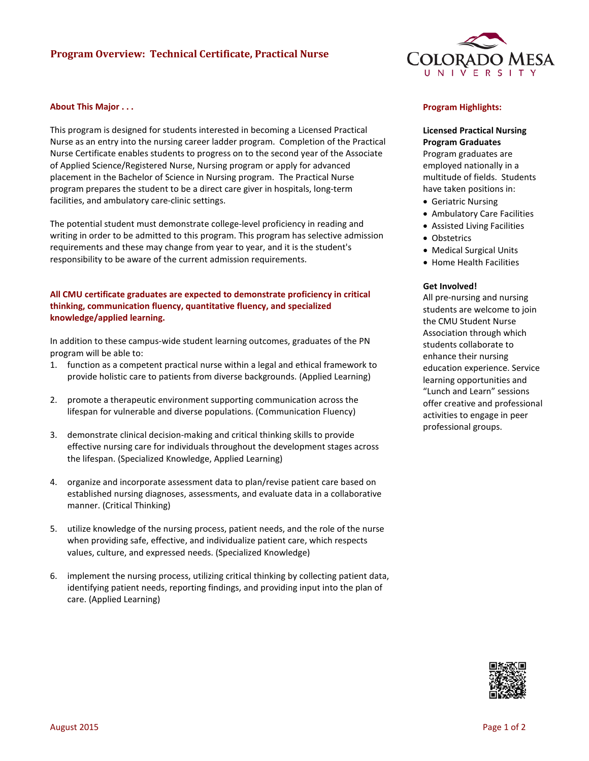# Program Overview: Technical Certificate, Practical Nurse

## About This Major . . .

This program is designed for students interested in becoming a Licensed Practical Nurse as an entry into the nursing career ladder program. Completion of the Practical Nurse Certificate enables students to progress on to the second year of the Associate of Applied Science/Registered Nurse, Nursing program or apply for advanced placement in the Bachelor of Science in Nursing program. The Practical Nurse program prepares the student to be a direct care giver in hospitals, long-term facilities, and ambulatory care-clinic settings.

The potential student must demonstrate college-level proficiency in reading and writing in order to be admitted to this program. This program has selective admission requirements and these may change from year to year, and it is the student's responsibility to be aware of the current admission requirements.

**All CMU certificate graduates are expected to demonstrate proficiency in critical thinking, communication fluency, quantitative fluency, and specialized knowledge/applied learning.**

In addition to these campus-wide student learning outcomes, graduates of the PN program will be able to:

1. function as a competent practical nurse within a legal and ethical framework to provide holistic care to patients from diverse backgrounds. (Applied Learning)
2. promote a therapeutic environment supporting communication across the lifespan for vulnerable and diverse populations. (Communication Fluency)
3. demonstrate clinical decision-making and critical thinking skills to provide effective nursing care for individuals throughout the development stages across the lifespan. (Specialized Knowledge, Applied Learning)
4. organize and incorporate assessment data to plan/revise patient care based on established nursing diagnoses, assessments, and evaluate data in a collaborative manner. (Critical Thinking)
5. utilize knowledge of the nursing process, patient needs, and the role of the nurse when providing safe, effective, and individualize patient care, which respects values, culture, and expressed needs. (Specialized Knowledge)
6. implement the nursing process, utilizing critical thinking by collecting patient data, identifying patient needs, reporting findings, and providing input into the plan of care. (Applied Learning)

## Program Highlights:

**Licensed Practical Nursing Program Graduates**

Program graduates are employed nationally in a multitude of fields. Students have taken positions in:

- Geriatric Nursing
- Ambulatory Care Facilities
- Assisted Living Facilities
- Obstetrics
- Medical Surgical Units
- Home Health Facilities

**Get Involved!**

All pre-nursing and nursing students are welcome to join the CMU Student Nurse Association through which students collaborate to enhance their nursing education experience. Service learning opportunities and "Lunch and Learn" sessions offer creative and professional activities to engage in peer professional groups.

August 2015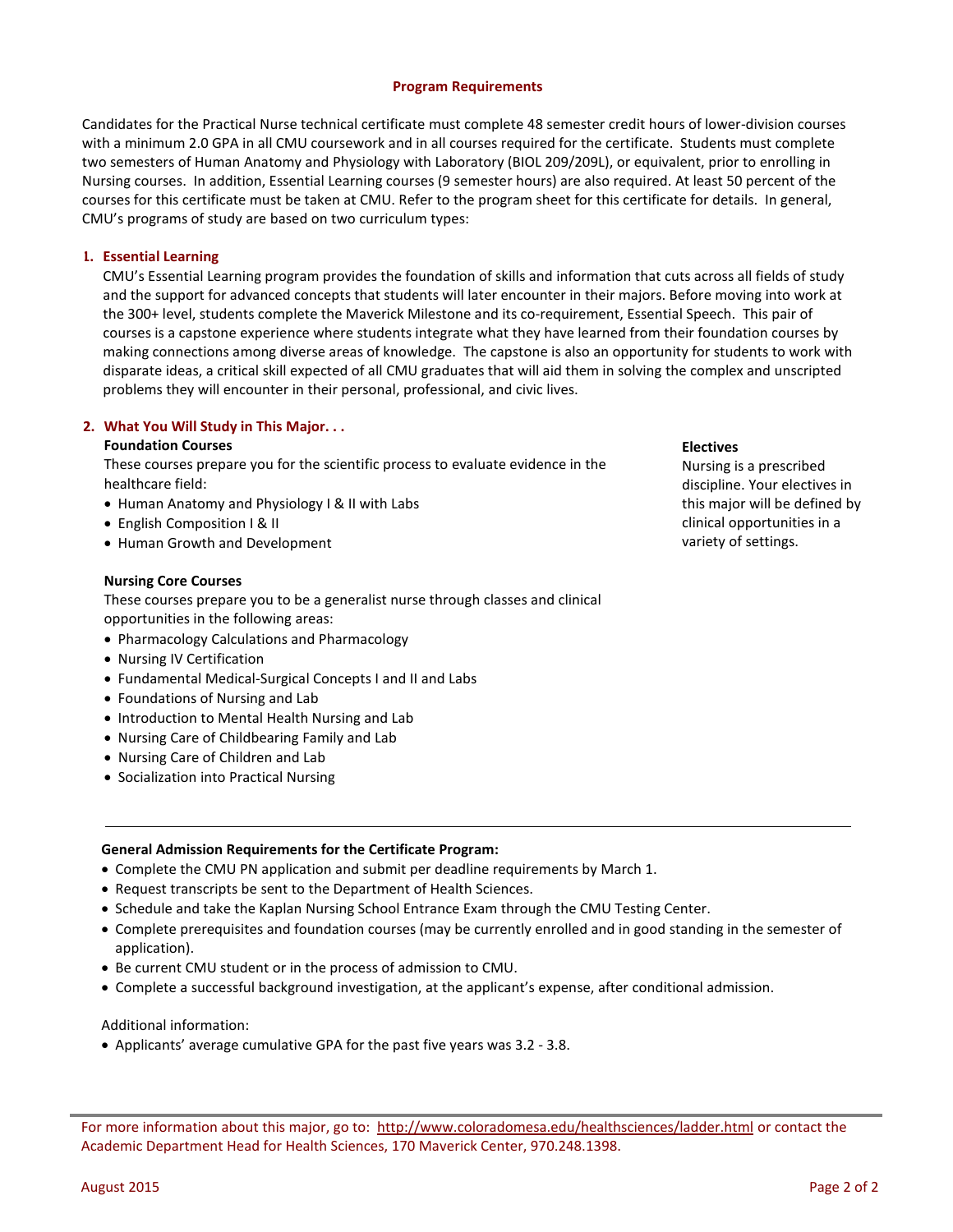## Program Requirements

Candidates for the Practical Nurse technical certificate must complete 48 semester credit hours of lower-division courses with a minimum 2.0 GPA in all CMU coursework and in all courses required for the certificate. Students must complete two semesters of Human Anatomy and Physiology with Laboratory (BIOL 209/209L), or equivalent, prior to enrolling in Nursing courses. In addition, Essential Learning courses (9 semester hours) are also required. At least 50 percent of the courses for this certificate must be taken at CMU. Refer to the program sheet for this certificate for details. In general, CMU's programs of study are based on two curriculum types:

### 1. Essential Learning

CMU's Essential Learning program provides the foundation of skills and information that cuts across all fields of study and the support for advanced concepts that students will later encounter in their majors. Before moving into work at the 300+ level, students complete the Maverick Milestone and its co-requirement, Essential Speech. This pair of courses is a capstone experience where students integrate what they have learned from their foundation courses by making connections among diverse areas of knowledge. The capstone is also an opportunity for students to work with disparate ideas, a critical skill expected of all CMU graduates that will aid them in solving the complex and unscripted problems they will encounter in their personal, professional, and civic lives.

### 2. What You Will Study in This Major. . .

**Foundation Courses**

These courses prepare you for the scientific process to evaluate evidence in the healthcare field:

- Human Anatomy and Physiology I & II with Labs
- English Composition I & II
- Human Growth and Development

**Nursing Core Courses**

These courses prepare you to be a generalist nurse through classes and clinical opportunities in the following areas:

- Pharmacology Calculations and Pharmacology
- Nursing IV Certification
- Fundamental Medical-Surgical Concepts I and II and Labs
- Foundations of Nursing and Lab
- Introduction to Mental Health Nursing and Lab
- Nursing Care of Childbearing Family and Lab
- Nursing Care of Children and Lab
- Socialization into Practical Nursing

**Electives**

Nursing is a prescribed discipline. Your electives in this major will be defined by clinical opportunities in a variety of settings.

---

**General Admission Requirements for the Certificate Program:**

- Complete the CMU PN application and submit per deadline requirements by March 1.
- Request transcripts be sent to the Department of Health Sciences.
- Schedule and take the Kaplan Nursing School Entrance Exam through the CMU Testing Center.
- Complete prerequisites and foundation courses (may be currently enrolled and in good standing in the semester of application).
- Be current CMU student or in the process of admission to CMU.
- Complete a successful background investigation, at the applicant's expense, after conditional admission.

Additional information:

- Applicants' average cumulative GPA for the past five years was 3.2 - 3.8.

For more information about this major, go to: http://www.coloradomesa.edu/healthsciences/ladder.html or contact the Academic Department Head for Health Sciences, 170 Maverick Center, 970.248.1398.

August 2015